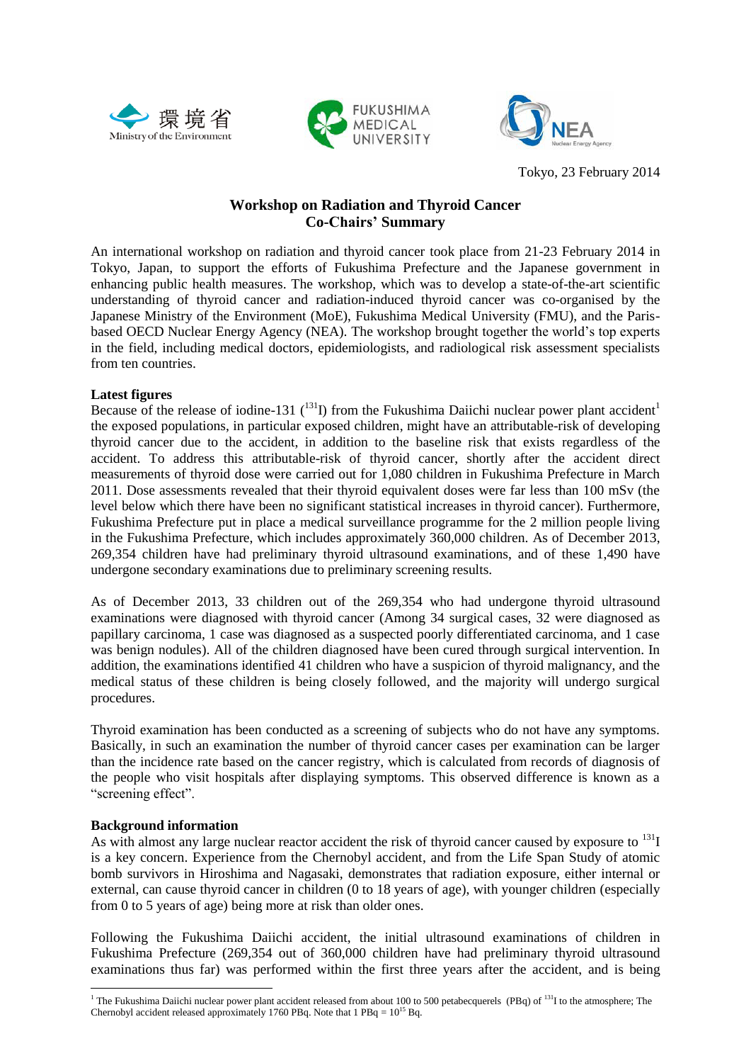環境省 Ministry of the Environment

FUKUSHIMA MEDICAL UNIVERSITY

NEA Nuclear Energy Agency

Tokyo, 23 February 2014

# Workshop on Radiation and Thyroid Cancer
## Co-Chairs' Summary

An international workshop on radiation and thyroid cancer took place from 21-23 February 2014 in Tokyo, Japan, to support the efforts of Fukushima Prefecture and the Japanese government in enhancing public health measures. The workshop, which was to develop a state-of-the-art scientific understanding of thyroid cancer and radiation-induced thyroid cancer was co-organised by the Japanese Ministry of the Environment (MoE), Fukushima Medical University (FMU), and the Paris-based OECD Nuclear Energy Agency (NEA). The workshop brought together the world's top experts in the field, including medical doctors, epidemiologists, and radiological risk assessment specialists from ten countries.

**Latest figures**

Because of the release of iodine-131 ($^{131}$I) from the Fukushima Daiichi nuclear power plant accident[1] the exposed populations, in particular exposed children, might have an attributable-risk of developing thyroid cancer due to the accident, in addition to the baseline risk that exists regardless of the accident. To address this attributable-risk of thyroid cancer, shortly after the accident direct measurements of thyroid dose were carried out for 1,080 children in Fukushima Prefecture in March 2011. Dose assessments revealed that their thyroid equivalent doses were far less than 100 mSv (the level below which there have been no significant statistical increases in thyroid cancer). Furthermore, Fukushima Prefecture put in place a medical surveillance programme for the 2 million people living in the Fukushima Prefecture, which includes approximately 360,000 children. As of December 2013, 269,354 children have had preliminary thyroid ultrasound examinations, and of these 1,490 have undergone secondary examinations due to preliminary screening results.

As of December 2013, 33 children out of the 269,354 who had undergone thyroid ultrasound examinations were diagnosed with thyroid cancer (Among 34 surgical cases, 32 were diagnosed as papillary carcinoma, 1 case was diagnosed as a suspected poorly differentiated carcinoma, and 1 case was benign nodules). All of the children diagnosed have been cured through surgical intervention. In addition, the examinations identified 41 children who have a suspicion of thyroid malignancy, and the medical status of these children is being closely followed, and the majority will undergo surgical procedures.

Thyroid examination has been conducted as a screening of subjects who do not have any symptoms. Basically, in such an examination the number of thyroid cancer cases per examination can be larger than the incidence rate based on the cancer registry, which is calculated from records of diagnosis of the people who visit hospitals after displaying symptoms. This observed difference is known as a "screening effect".

**Background information**

As with almost any large nuclear reactor accident the risk of thyroid cancer caused by exposure to $^{131}$I is a key concern. Experience from the Chernobyl accident, and from the Life Span Study of atomic bomb survivors in Hiroshima and Nagasaki, demonstrates that radiation exposure, either internal or external, can cause thyroid cancer in children (0 to 18 years of age), with younger children (especially from 0 to 5 years of age) being more at risk than older ones.

Following the Fukushima Daiichi accident, the initial ultrasound examinations of children in Fukushima Prefecture (269,354 out of 360,000 children have had preliminary thyroid ultrasound examinations thus far) was performed within the first three years after the accident, and is being

[1] The Fukushima Daiichi nuclear power plant accident released from about 100 to 500 petabecquerels (PBq) of $^{131}$I to the atmosphere; The Chernobyl accident released approximately 1760 PBq. Note that 1 PBq = $10^{15}$ Bq.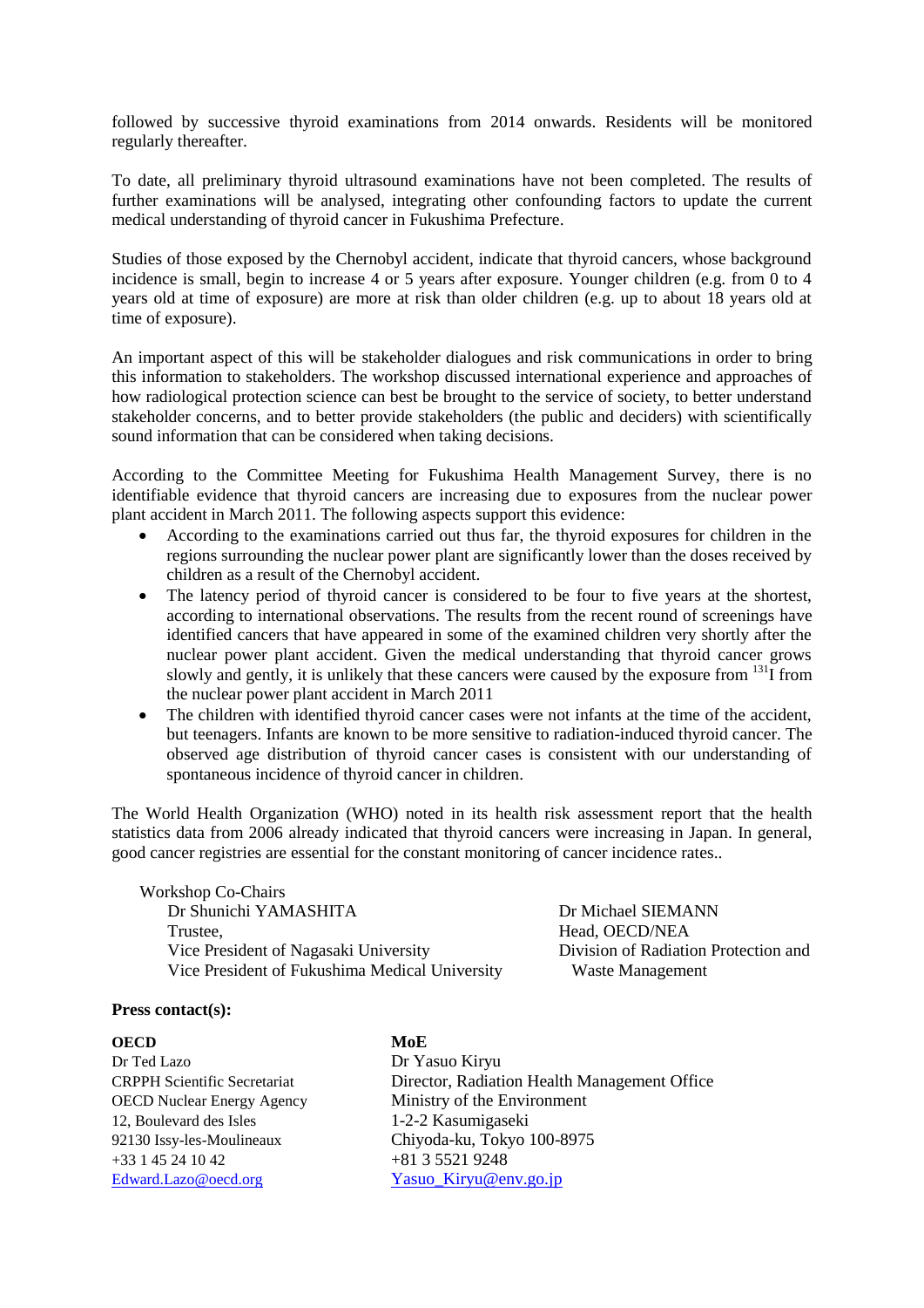followed by successive thyroid examinations from 2014 onwards. Residents will be monitored regularly thereafter.

To date, all preliminary thyroid ultrasound examinations have not been completed. The results of further examinations will be analysed, integrating other confounding factors to update the current medical understanding of thyroid cancer in Fukushima Prefecture.

Studies of those exposed by the Chernobyl accident, indicate that thyroid cancers, whose background incidence is small, begin to increase 4 or 5 years after exposure. Younger children (e.g. from 0 to 4 years old at time of exposure) are more at risk than older children (e.g. up to about 18 years old at time of exposure).

An important aspect of this will be stakeholder dialogues and risk communications in order to bring this information to stakeholders. The workshop discussed international experience and approaches of how radiological protection science can best be brought to the service of society, to better understand stakeholder concerns, and to better provide stakeholders (the public and deciders) with scientifically sound information that can be considered when taking decisions.

According to the Committee Meeting for Fukushima Health Management Survey, there is no identifiable evidence that thyroid cancers are increasing due to exposures from the nuclear power plant accident in March 2011. The following aspects support this evidence:

- According to the examinations carried out thus far, the thyroid exposures for children in the regions surrounding the nuclear power plant are significantly lower than the doses received by children as a result of the Chernobyl accident.
- The latency period of thyroid cancer is considered to be four to five years at the shortest, according to international observations. The results from the recent round of screenings have identified cancers that have appeared in some of the examined children very shortly after the nuclear power plant accident. Given the medical understanding that thyroid cancer grows slowly and gently, it is unlikely that these cancers were caused by the exposure from $^{131}$I from the nuclear power plant accident in March 2011
- The children with identified thyroid cancer cases were not infants at the time of the accident, but teenagers. Infants are known to be more sensitive to radiation-induced thyroid cancer. The observed age distribution of thyroid cancer cases is consistent with our understanding of spontaneous incidence of thyroid cancer in children.

The World Health Organization (WHO) noted in its health risk assessment report that the health statistics data from 2006 already indicated that thyroid cancers were increasing in Japan. In general, good cancer registries are essential for the constant monitoring of cancer incidence rates..

Workshop Co-Chairs

Dr Shunichi YAMASHITA
Trustee,
Vice President of Nagasaki University
Vice President of Fukushima Medical University

Dr Michael SIEMANN
Head, OECD/NEA
Division of Radiation Protection and Waste Management

**Press contact(s):**

**OECD**
Dr Ted Lazo
CRPPH Scientific Secretariat
OECD Nuclear Energy Agency
12, Boulevard des Isles
92130 Issy-les-Moulineaux
+33 1 45 24 10 42
Edward.Lazo@oecd.org

**MoE**
Dr Yasuo Kiryu
Director, Radiation Health Management Office
Ministry of the Environment
1-2-2 Kasumigaseki
Chiyoda-ku, Tokyo 100-8975
+81 3 5521 9248
Yasuo_Kiryu@env.go.jp